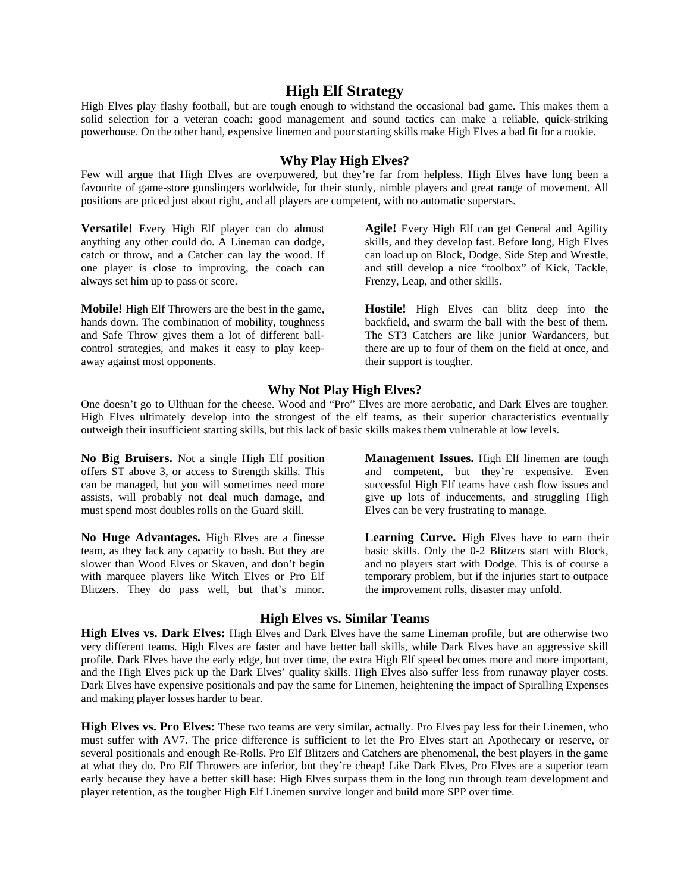# High Elf Strategy

High Elves play flashy football, but are tough enough to withstand the occasional bad game. This makes them a solid selection for a veteran coach: good management and sound tactics can make a reliable, quick-striking powerhouse. On the other hand, expensive linemen and poor starting skills make High Elves a bad fit for a rookie.

## Why Play High Elves?

Few will argue that High Elves are overpowered, but they're far from helpless. High Elves have long been a favourite of game-store gunslingers worldwide, for their sturdy, nimble players and great range of movement. All positions are priced just about right, and all players are competent, with no automatic superstars.

**Versatile!** Every High Elf player can do almost anything any other could do. A Lineman can dodge, catch or throw, and a Catcher can lay the wood. If one player is close to improving, the coach can always set him up to pass or score.

**Mobile!** High Elf Throwers are the best in the game, hands down. The combination of mobility, toughness and Safe Throw gives them a lot of different ball-control strategies, and makes it easy to play keep-away against most opponents.

**Agile!** Every High Elf can get General and Agility skills, and they develop fast. Before long, High Elves can load up on Block, Dodge, Side Step and Wrestle, and still develop a nice "toolbox" of Kick, Tackle, Frenzy, Leap, and other skills.

**Hostile!** High Elves can blitz deep into the backfield, and swarm the ball with the best of them. The ST3 Catchers are like junior Wardancers, but there are up to four of them on the field at once, and their support is tougher.

## Why Not Play High Elves?

One doesn't go to Ulthuan for the cheese. Wood and "Pro" Elves are more aerobatic, and Dark Elves are tougher. High Elves ultimately develop into the strongest of the elf teams, as their superior characteristics eventually outweigh their insufficient starting skills, but this lack of basic skills makes them vulnerable at low levels.

**No Big Bruisers.** Not a single High Elf position offers ST above 3, or access to Strength skills. This can be managed, but you will sometimes need more assists, will probably not deal much damage, and must spend most doubles rolls on the Guard skill.

**No Huge Advantages.** High Elves are a finesse team, as they lack any capacity to bash. But they are slower than Wood Elves or Skaven, and don't begin with marquee players like Witch Elves or Pro Elf Blitzers. They do pass well, but that's minor.

**Management Issues.** High Elf linemen are tough and competent, but they're expensive. Even successful High Elf teams have cash flow issues and give up lots of inducements, and struggling High Elves can be very frustrating to manage.

**Learning Curve.** High Elves have to earn their basic skills. Only the 0-2 Blitzers start with Block, and no players start with Dodge. This is of course a temporary problem, but if the injuries start to outpace the improvement rolls, disaster may unfold.

## High Elves vs. Similar Teams

**High Elves vs. Dark Elves:** High Elves and Dark Elves have the same Lineman profile, but are otherwise two very different teams. High Elves are faster and have better ball skills, while Dark Elves have an aggressive skill profile. Dark Elves have the early edge, but over time, the extra High Elf speed becomes more and more important, and the High Elves pick up the Dark Elves' quality skills. High Elves also suffer less from runaway player costs. Dark Elves have expensive positionals and pay the same for Linemen, heightening the impact of Spiralling Expenses and making player losses harder to bear.

**High Elves vs. Pro Elves:** These two teams are very similar, actually. Pro Elves pay less for their Linemen, who must suffer with AV7. The price difference is sufficient to let the Pro Elves start an Apothecary or reserve, or several positionals and enough Re-Rolls. Pro Elf Blitzers and Catchers are phenomenal, the best players in the game at what they do. Pro Elf Throwers are inferior, but they're cheap! Like Dark Elves, Pro Elves are a superior team early because they have a better skill base: High Elves surpass them in the long run through team development and player retention, as the tougher High Elf Linemen survive longer and build more SPP over time.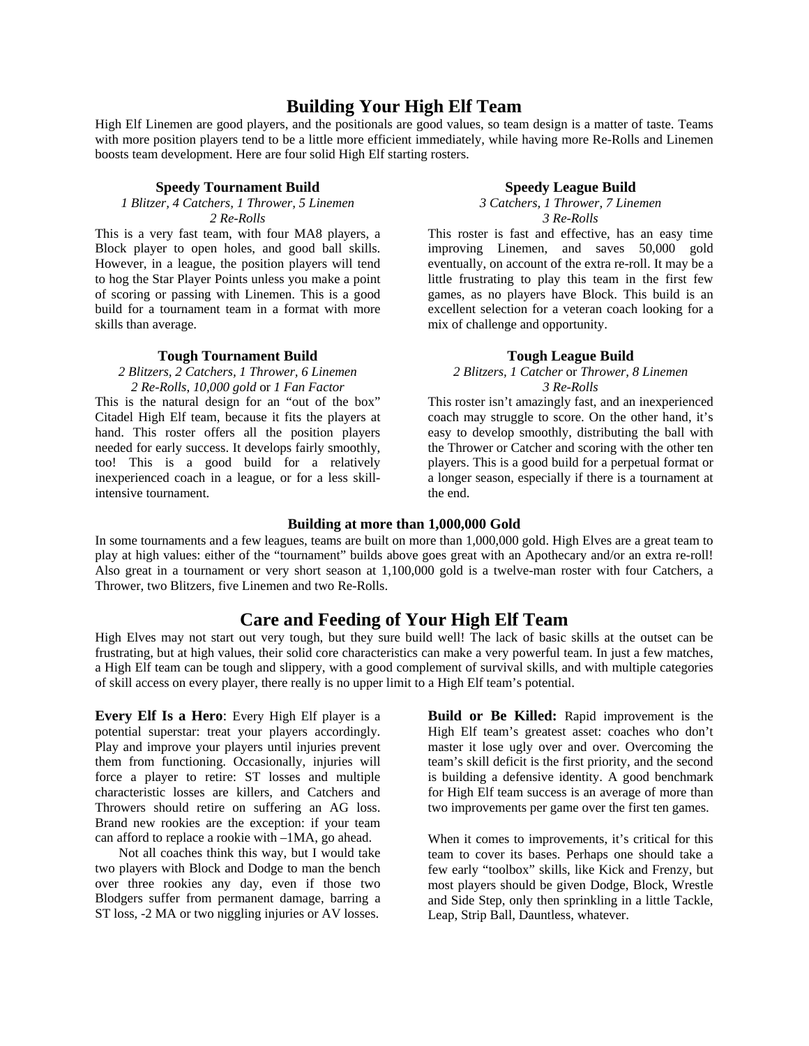## Building Your High Elf Team

High Elf Linemen are good players, and the positionals are good values, so team design is a matter of taste. Teams with more position players tend to be a little more efficient immediately, while having more Re-Rolls and Linemen boosts team development. Here are four solid High Elf starting rosters.

### Speedy Tournament Build

*1 Blitzer, 4 Catchers, 1 Thrower, 5 Linemen*
*2 Re-Rolls*

This is a very fast team, with four MA8 players, a Block player to open holes, and good ball skills. However, in a league, the position players will tend to hog the Star Player Points unless you make a point of scoring or passing with Linemen. This is a good build for a tournament team in a format with more skills than average.

### Tough Tournament Build

*2 Blitzers, 2 Catchers, 1 Thrower, 6 Linemen*
*2 Re-Rolls, 10,000 gold* or *1 Fan Factor*

This is the natural design for an "out of the box" Citadel High Elf team, because it fits the players at hand. This roster offers all the position players needed for early success. It develops fairly smoothly, too! This is a good build for a relatively inexperienced coach in a league, or for a less skill-intensive tournament.

### Speedy League Build

*3 Catchers, 1 Thrower, 7 Linemen*
*3 Re-Rolls*

This roster is fast and effective, has an easy time improving Linemen, and saves 50,000 gold eventually, on account of the extra re-roll. It may be a little frustrating to play this team in the first few games, as no players have Block. This build is an excellent selection for a veteran coach looking for a mix of challenge and opportunity.

### Tough League Build

*2 Blitzers, 1 Catcher* or *Thrower, 8 Linemen*
*3 Re-Rolls*

This roster isn't amazingly fast, and an inexperienced coach may struggle to score. On the other hand, it's easy to develop smoothly, distributing the ball with the Thrower or Catcher and scoring with the other ten players. This is a good build for a perpetual format or a longer season, especially if there is a tournament at the end.

### Building at more than 1,000,000 Gold

In some tournaments and a few leagues, teams are built on more than 1,000,000 gold. High Elves are a great team to play at high values: either of the "tournament" builds above goes great with an Apothecary and/or an extra re-roll! Also great in a tournament or very short season at 1,100,000 gold is a twelve-man roster with four Catchers, a Thrower, two Blitzers, five Linemen and two Re-Rolls.

## Care and Feeding of Your High Elf Team

High Elves may not start out very tough, but they sure build well! The lack of basic skills at the outset can be frustrating, but at high values, their solid core characteristics can make a very powerful team. In just a few matches, a High Elf team can be tough and slippery, with a good complement of survival skills, and with multiple categories of skill access on every player, there really is no upper limit to a High Elf team's potential.

**Every Elf Is a Hero**: Every High Elf player is a potential superstar: treat your players accordingly. Play and improve your players until injuries prevent them from functioning. Occasionally, injuries will force a player to retire: ST losses and multiple characteristic losses are killers, and Catchers and Throwers should retire on suffering an AG loss. Brand new rookies are the exception: if your team can afford to replace a rookie with –1MA, go ahead.

Not all coaches think this way, but I would take two players with Block and Dodge to man the bench over three rookies any day, even if those two Blodgers suffer from permanent damage, barring a ST loss, -2 MA or two niggling injuries or AV losses.

**Build or Be Killed:** Rapid improvement is the High Elf team's greatest asset: coaches who don't master it lose ugly over and over. Overcoming the team's skill deficit is the first priority, and the second is building a defensive identity. A good benchmark for High Elf team success is an average of more than two improvements per game over the first ten games.

When it comes to improvements, it's critical for this team to cover its bases. Perhaps one should take a few early "toolbox" skills, like Kick and Frenzy, but most players should be given Dodge, Block, Wrestle and Side Step, only then sprinkling in a little Tackle, Leap, Strip Ball, Dauntless, whatever.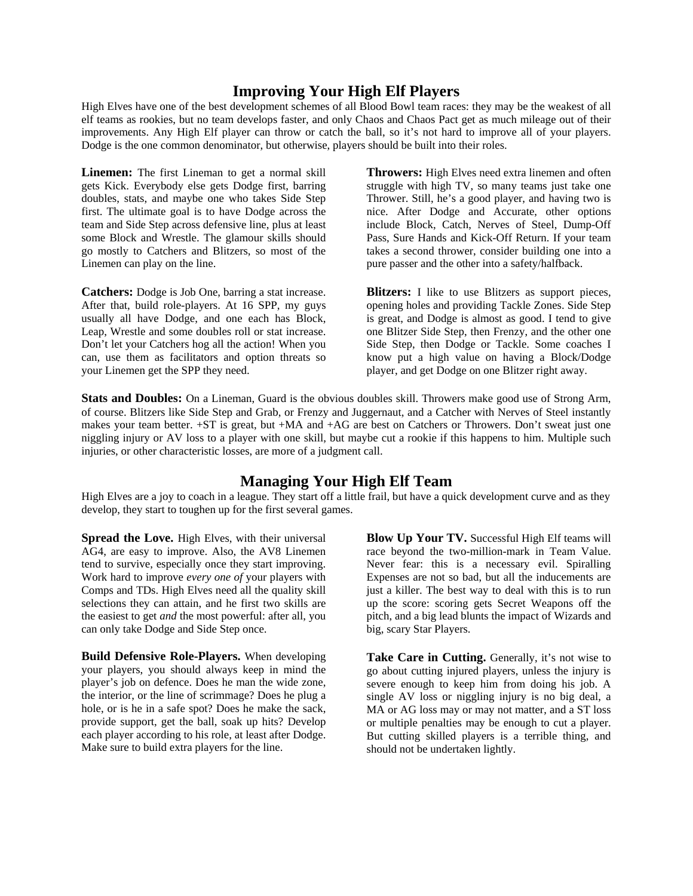## Improving Your High Elf Players

High Elves have one of the best development schemes of all Blood Bowl team races: they may be the weakest of all elf teams as rookies, but no team develops faster, and only Chaos and Chaos Pact get as much mileage out of their improvements. Any High Elf player can throw or catch the ball, so it's not hard to improve all of your players. Dodge is the one common denominator, but otherwise, players should be built into their roles.

**Linemen:** The first Lineman to get a normal skill gets Kick. Everybody else gets Dodge first, barring doubles, stats, and maybe one who takes Side Step first. The ultimate goal is to have Dodge across the team and Side Step across defensive line, plus at least some Block and Wrestle. The glamour skills should go mostly to Catchers and Blitzers, so most of the Linemen can play on the line.

**Catchers:** Dodge is Job One, barring a stat increase. After that, build role-players. At 16 SPP, my guys usually all have Dodge, and one each has Block, Leap, Wrestle and some doubles roll or stat increase. Don't let your Catchers hog all the action! When you can, use them as facilitators and option threats so your Linemen get the SPP they need.

**Throwers:** High Elves need extra linemen and often struggle with high TV, so many teams just take one Thrower. Still, he's a good player, and having two is nice. After Dodge and Accurate, other options include Block, Catch, Nerves of Steel, Dump-Off Pass, Sure Hands and Kick-Off Return. If your team takes a second thrower, consider building one into a pure passer and the other into a safety/halfback.

**Blitzers:** I like to use Blitzers as support pieces, opening holes and providing Tackle Zones. Side Step is great, and Dodge is almost as good. I tend to give one Blitzer Side Step, then Frenzy, and the other one Side Step, then Dodge or Tackle. Some coaches I know put a high value on having a Block/Dodge player, and get Dodge on one Blitzer right away.

**Stats and Doubles:** On a Lineman, Guard is the obvious doubles skill. Throwers make good use of Strong Arm, of course. Blitzers like Side Step and Grab, or Frenzy and Juggernaut, and a Catcher with Nerves of Steel instantly makes your team better. +ST is great, but +MA and +AG are best on Catchers or Throwers. Don't sweat just one niggling injury or AV loss to a player with one skill, but maybe cut a rookie if this happens to him. Multiple such injuries, or other characteristic losses, are more of a judgment call.

## Managing Your High Elf Team

High Elves are a joy to coach in a league. They start off a little frail, but have a quick development curve and as they develop, they start to toughen up for the first several games.

**Spread the Love.** High Elves, with their universal AG4, are easy to improve. Also, the AV8 Linemen tend to survive, especially once they start improving. Work hard to improve *every one of* your players with Comps and TDs. High Elves need all the quality skill selections they can attain, and he first two skills are the easiest to get *and* the most powerful: after all, you can only take Dodge and Side Step once.

**Build Defensive Role-Players.** When developing your players, you should always keep in mind the player's job on defence. Does he man the wide zone, the interior, or the line of scrimmage? Does he plug a hole, or is he in a safe spot? Does he make the sack, provide support, get the ball, soak up hits? Develop each player according to his role, at least after Dodge. Make sure to build extra players for the line.

**Blow Up Your TV.** Successful High Elf teams will race beyond the two-million-mark in Team Value. Never fear: this is a necessary evil. Spiralling Expenses are not so bad, but all the inducements are just a killer. The best way to deal with this is to run up the score: scoring gets Secret Weapons off the pitch, and a big lead blunts the impact of Wizards and big, scary Star Players.

**Take Care in Cutting.** Generally, it's not wise to go about cutting injured players, unless the injury is severe enough to keep him from doing his job. A single AV loss or niggling injury is no big deal, a MA or AG loss may or may not matter, and a ST loss or multiple penalties may be enough to cut a player. But cutting skilled players is a terrible thing, and should not be undertaken lightly.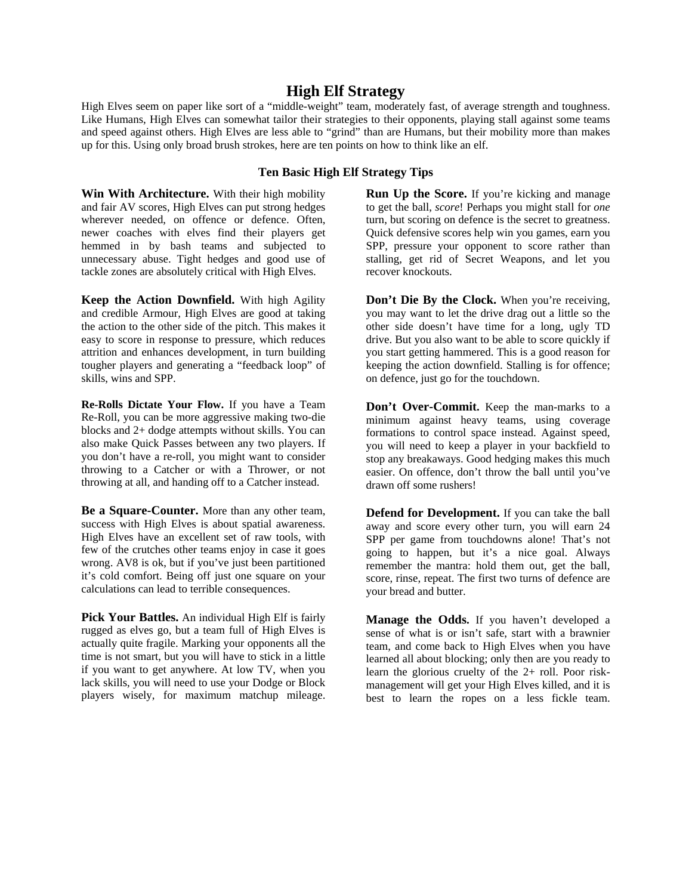# High Elf Strategy

High Elves seem on paper like sort of a "middle-weight" team, moderately fast, of average strength and toughness. Like Humans, High Elves can somewhat tailor their strategies to their opponents, playing stall against some teams and speed against others. High Elves are less able to "grind" than are Humans, but their mobility more than makes up for this. Using only broad brush strokes, here are ten points on how to think like an elf.

### Ten Basic High Elf Strategy Tips

**Win With Architecture.** With their high mobility and fair AV scores, High Elves can put strong hedges wherever needed, on offence or defence. Often, newer coaches with elves find their players get hemmed in by bash teams and subjected to unnecessary abuse. Tight hedges and good use of tackle zones are absolutely critical with High Elves.

**Keep the Action Downfield.** With high Agility and credible Armour, High Elves are good at taking the action to the other side of the pitch. This makes it easy to score in response to pressure, which reduces attrition and enhances development, in turn building tougher players and generating a "feedback loop" of skills, wins and SPP.

**Re-Rolls Dictate Your Flow.** If you have a Team Re-Roll, you can be more aggressive making two-die blocks and 2+ dodge attempts without skills. You can also make Quick Passes between any two players. If you don't have a re-roll, you might want to consider throwing to a Catcher or with a Thrower, or not throwing at all, and handing off to a Catcher instead.

**Be a Square-Counter.** More than any other team, success with High Elves is about spatial awareness. High Elves have an excellent set of raw tools, with few of the crutches other teams enjoy in case it goes wrong. AV8 is ok, but if you've just been partitioned it's cold comfort. Being off just one square on your calculations can lead to terrible consequences.

**Pick Your Battles.** An individual High Elf is fairly rugged as elves go, but a team full of High Elves is actually quite fragile. Marking your opponents all the time is not smart, but you will have to stick in a little if you want to get anywhere. At low TV, when you lack skills, you will need to use your Dodge or Block players wisely, for maximum matchup mileage.

**Run Up the Score.** If you're kicking and manage to get the ball, *score*! Perhaps you might stall for *one* turn, but scoring on defence is the secret to greatness. Quick defensive scores help win you games, earn you SPP, pressure your opponent to score rather than stalling, get rid of Secret Weapons, and let you recover knockouts.

**Don't Die By the Clock.** When you're receiving, you may want to let the drive drag out a little so the other side doesn't have time for a long, ugly TD drive. But you also want to be able to score quickly if you start getting hammered. This is a good reason for keeping the action downfield. Stalling is for offence; on defence, just go for the touchdown.

**Don't Over-Commit.** Keep the man-marks to a minimum against heavy teams, using coverage formations to control space instead. Against speed, you will need to keep a player in your backfield to stop any breakaways. Good hedging makes this much easier. On offence, don't throw the ball until you've drawn off some rushers!

**Defend for Development.** If you can take the ball away and score every other turn, you will earn 24 SPP per game from touchdowns alone! That's not going to happen, but it's a nice goal. Always remember the mantra: hold them out, get the ball, score, rinse, repeat. The first two turns of defence are your bread and butter.

**Manage the Odds.** If you haven't developed a sense of what is or isn't safe, start with a brawnier team, and come back to High Elves when you have learned all about blocking; only then are you ready to learn the glorious cruelty of the 2+ roll. Poor risk-management will get your High Elves killed, and it is best to learn the ropes on a less fickle team.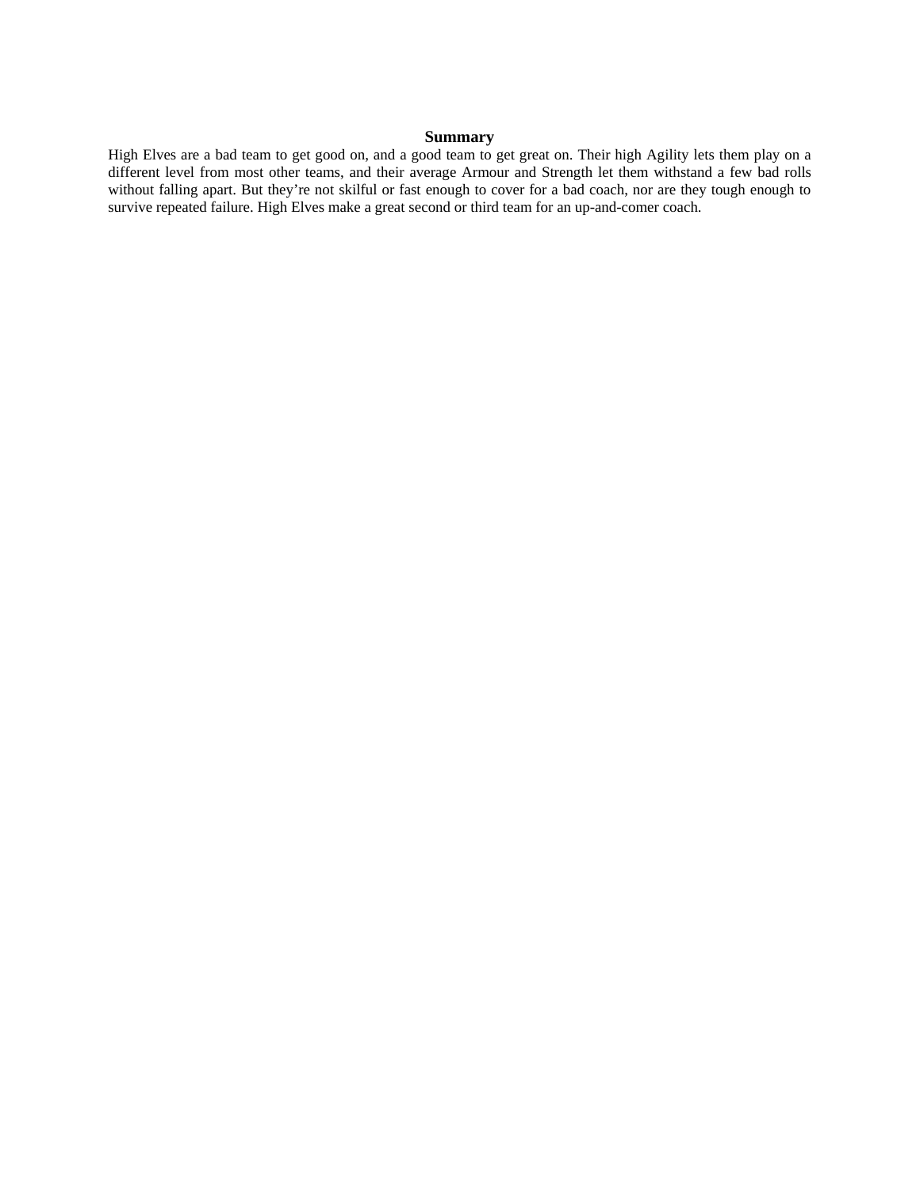## Summary

High Elves are a bad team to get good on, and a good team to get great on. Their high Agility lets them play on a different level from most other teams, and their average Armour and Strength let them withstand a few bad rolls without falling apart. But they're not skilful or fast enough to cover for a bad coach, nor are they tough enough to survive repeated failure. High Elves make a great second or third team for an up-and-comer coach.